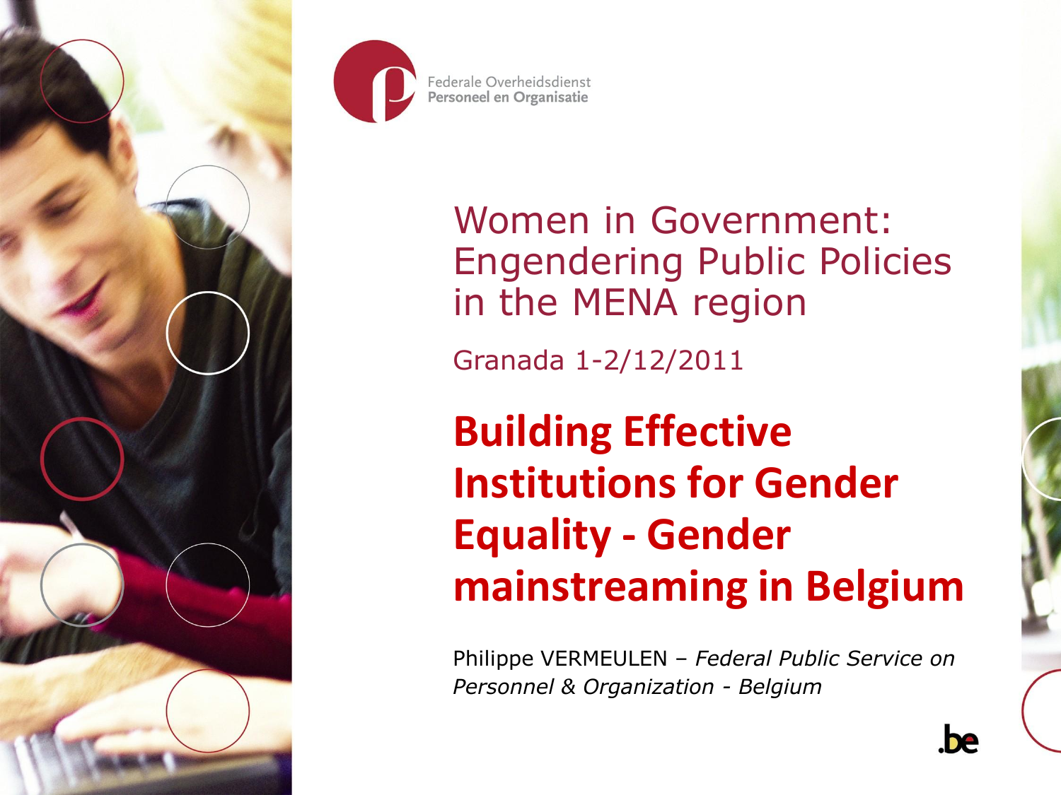Federale Overheidsdienst
Personeel en Organisatie

# Women in Government: Engendering Public Policies in the MENA region

Granada 1-2/12/2011

# Building Effective Institutions for Gender Equality - Gender mainstreaming in Belgium

Philippe VERMEULEN – *Federal Public Service on Personnel & Organization - Belgium*

.be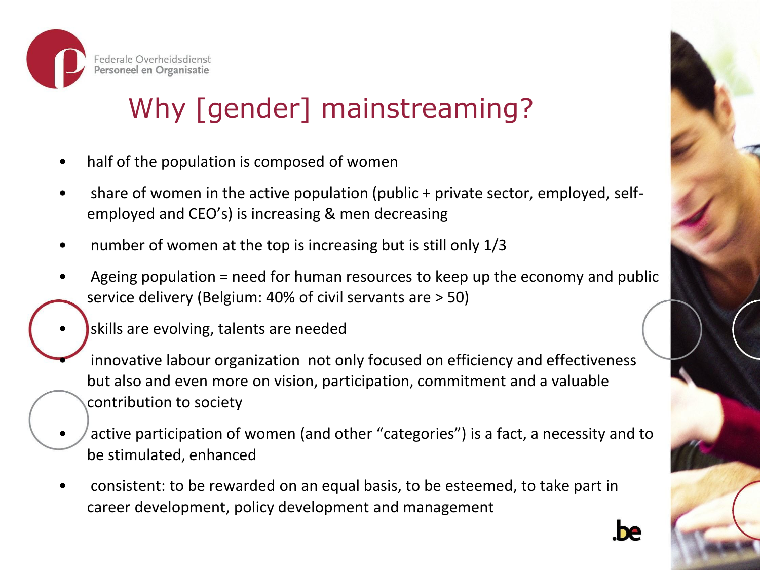Federale Overheidsdienst
Personeel en Organisatie

# Why [gender] mainstreaming?

- half of the population is composed of women
- share of women in the active population (public + private sector, employed, self-employed and CEO's) is increasing & men decreasing
- number of women at the top is increasing but is still only 1/3
- Ageing population = need for human resources to keep up the economy and public service delivery (Belgium: 40% of civil servants are > 50)
- skills are evolving, talents are needed
- innovative labour organization not only focused on efficiency and effectiveness but also and even more on vision, participation, commitment and a valuable contribution to society
- active participation of women (and other "categories") is a fact, a necessity and to be stimulated, enhanced
- consistent: to be rewarded on an equal basis, to be esteemed, to take part in career development, policy development and management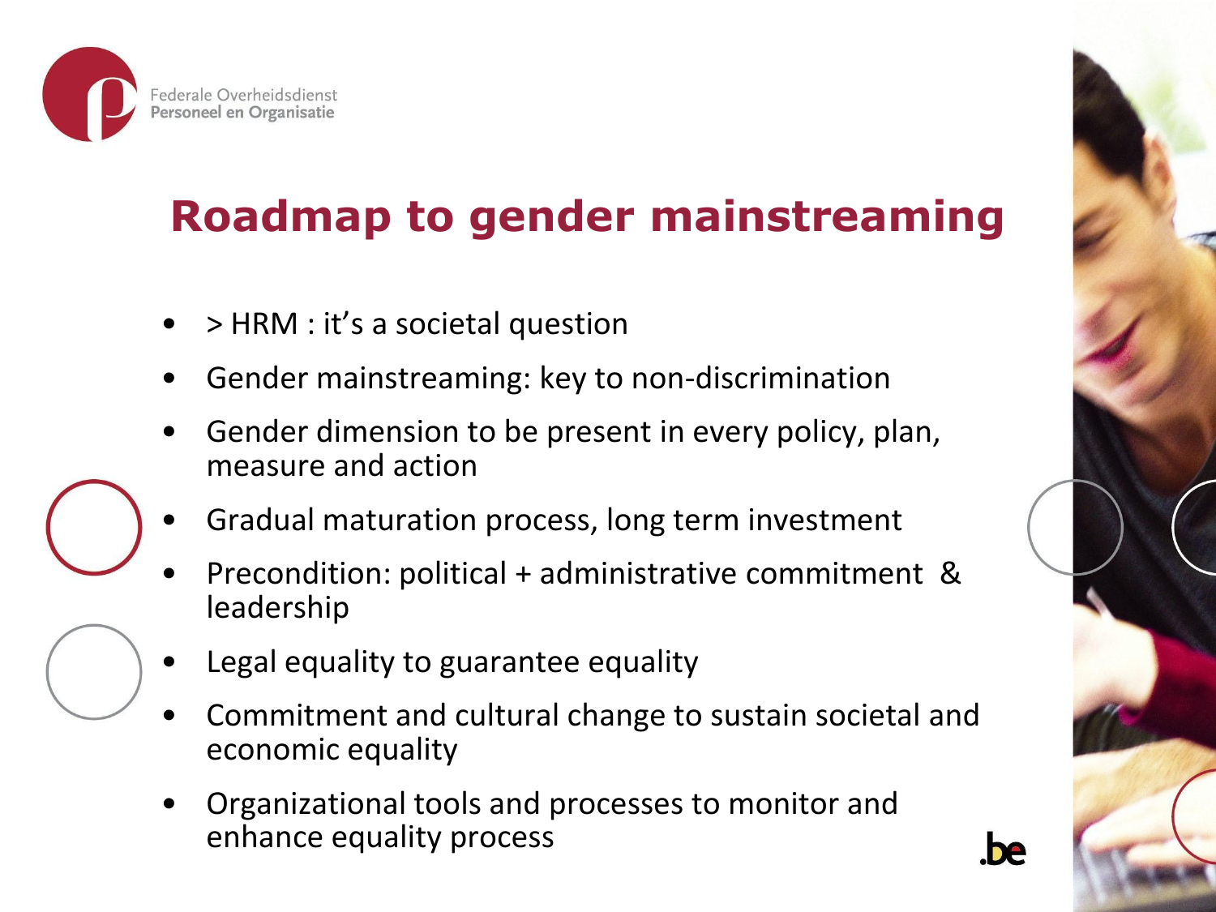# Roadmap to gender mainstreaming

- > HRM : it's a societal question
- Gender mainstreaming: key to non-discrimination
- Gender dimension to be present in every policy, plan, measure and action
- Gradual maturation process, long term investment
- Precondition: political + administrative commitment & leadership
- Legal equality to guarantee equality
- Commitment and cultural change to sustain societal and economic equality
- Organizational tools and processes to monitor and enhance equality process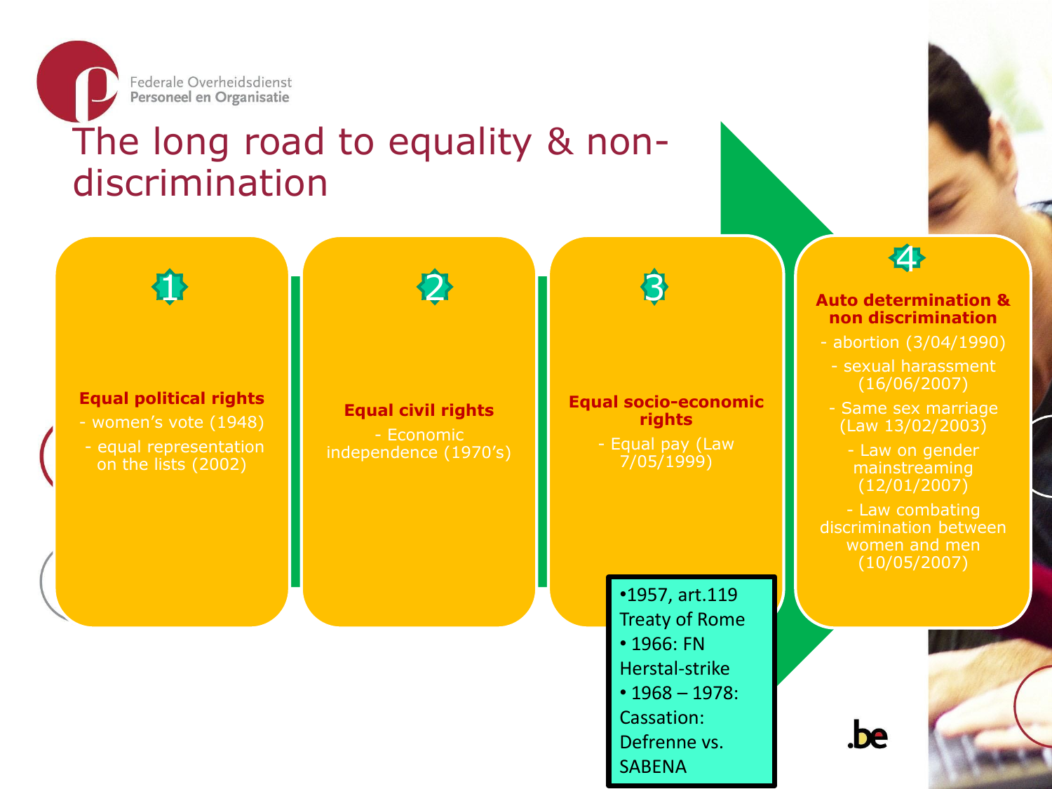Federale Overheidsdienst
Personeel en Organisatie

# The long road to equality & non-discrimination

## 1

**Equal political rights**

- women's vote (1948)
- equal representation on the lists (2002)

## 2

**Equal civil rights**

- Economic independence (1970's)

## 3

**Equal socio-economic rights**

- Equal pay (Law 7/05/1999)

- 1957, art.119 Treaty of Rome
- 1966: FN Herstal-strike
- 1968 – 1978: Cassation: Defrenne vs. SABENA

## 4

**Auto determination & non discrimination**

- abortion (3/04/1990)
- sexual harassment (16/06/2007)
- Same sex marriage (Law 13/02/2003)
- Law on gender mainstreaming (12/01/2007)
- Law combating discrimination between women and men (10/05/2007)

.be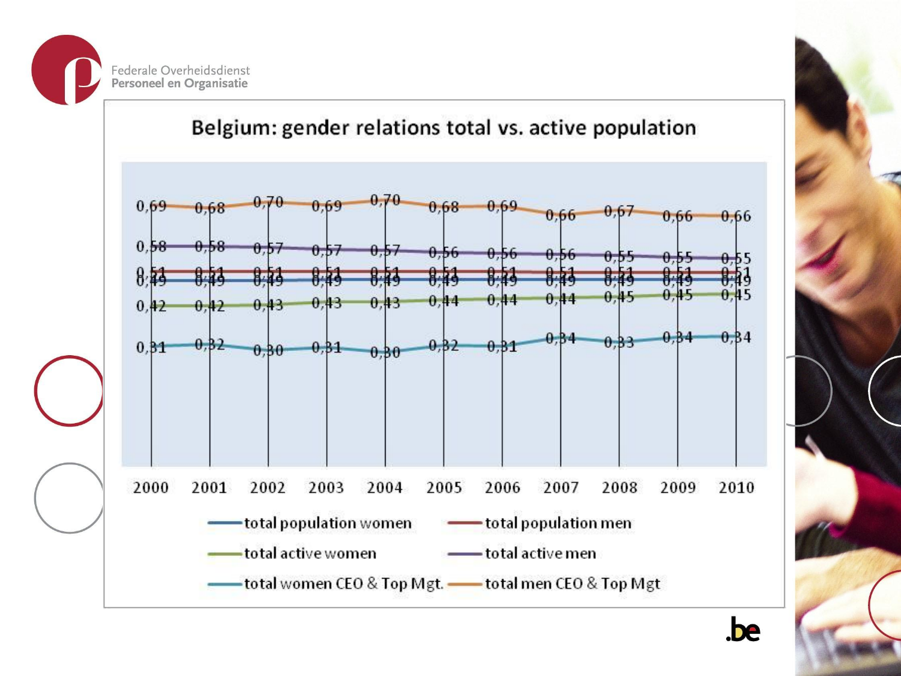Federale Overheidsdienst
Personeel en Organisatie

## Belgium: gender relations total vs. active population

| | 2000 | 2001 | 2002 | 2003 | 2004 | 2005 | 2006 | 2007 | 2008 | 2009 | 2010 |
|---|---|---|---|---|---|---|---|---|---|---|---|
| total population women | 0,49 | 0,49 | 0,49 | 0,49 | 0,49 | 0,49 | 0,49 | 0,49 | 0,49 | 0,49 | 0,49 |
| total population men | 0,51 | 0,51 | 0,51 | 0,51 | 0,51 | 0,51 | 0,51 | 0,51 | 0,51 | 0,51 | 0,51 |
| total active women | 0,42 | 0,42 | 0,43 | 0,43 | 0,43 | 0,44 | 0,44 | 0,44 | 0,45 | 0,45 | 0,45 |
| total active men | 0,58 | 0,58 | 0,57 | 0,57 | 0,57 | 0,56 | 0,56 | 0,56 | 0,55 | 0,55 | 0,55 |
| total women CEO & Top Mgt. | 0,31 | 0,32 | 0,30 | 0,31 | 0,30 | 0,32 | 0,31 | 0,34 | 0,33 | 0,34 | 0,34 |
| total men CEO & Top Mgt | 0,69 | 0,68 | 0,70 | 0,69 | 0,70 | 0,68 | 0,69 | 0,66 | 0,67 | 0,66 | 0,66 |

.be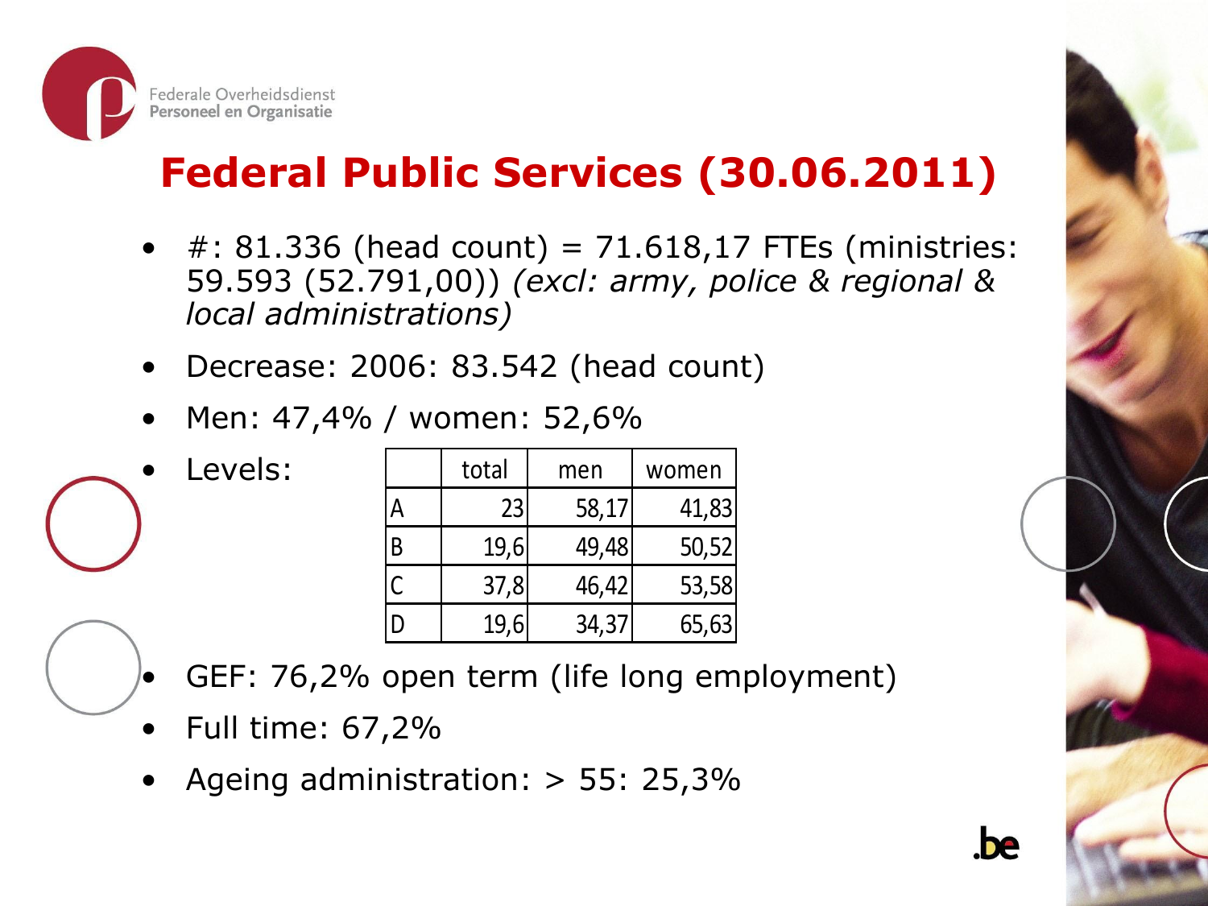# Federal Public Services (30.06.2011)

- #: 81.336 (head count) = 71.618,17 FTEs (ministries: 59.593 (52.791,00)) *(excl: army, police & regional & local administrations)*
- Decrease: 2006: 83.542 (head count)
- Men: 47,4% / women: 52,6%
- Levels:

| | total | men | women |
|---|---|---|---|
| A | 23 | 58,17 | 41,83 |
| B | 19,6 | 49,48 | 50,52 |
| C | 37,8 | 46,42 | 53,58 |
| D | 19,6 | 34,37 | 65,63 |

- GEF: 76,2% open term (life long employment)
- Full time: 67,2%
- Ageing administration: > 55: 25,3%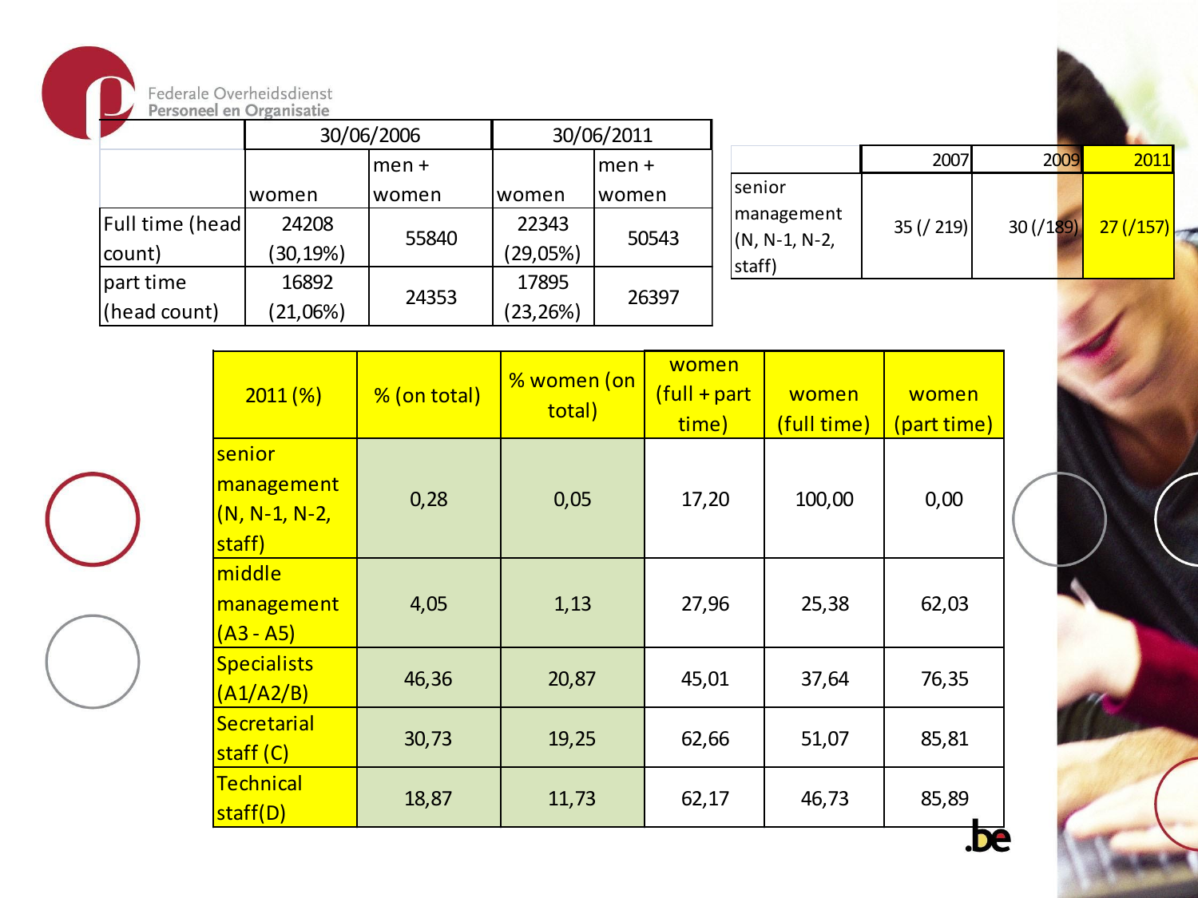Federale Overheidsdienst
Personeel en Organisatie

| | 30/06/2006 | | 30/06/2011 | |
|---|---|---|---|---|
| | women | men + women | women | men + women |
| Full time (head count) | 24208 (30,19%) | 55840 | 22343 (29,05%) | 50543 |
| part time (head count) | 16892 (21,06%) | 24353 | 17895 (23,26%) | 26397 |

| | 2007 | 2009 | 2011 |
|---|---|---|---|
| senior management (N, N-1, N-2, staff) | 35 (/ 219) | 30 (/189) | 27 (/157) |

| 2011 (%) | % (on total) | % women (on total) | women (full + part time) | women (full time) | women (part time) |
|---|---|---|---|---|---|
| senior management (N, N-1, N-2, staff) | 0,28 | 0,05 | 17,20 | 100,00 | 0,00 |
| middle management (A3 - A5) | 4,05 | 1,13 | 27,96 | 25,38 | 62,03 |
| Specialists (A1/A2/B) | 46,36 | 20,87 | 45,01 | 37,64 | 76,35 |
| Secretarial staff (C) | 30,73 | 19,25 | 62,66 | 51,07 | 85,81 |
| Technical staff(D) | 18,87 | 11,73 | 62,17 | 46,73 | 85,89 |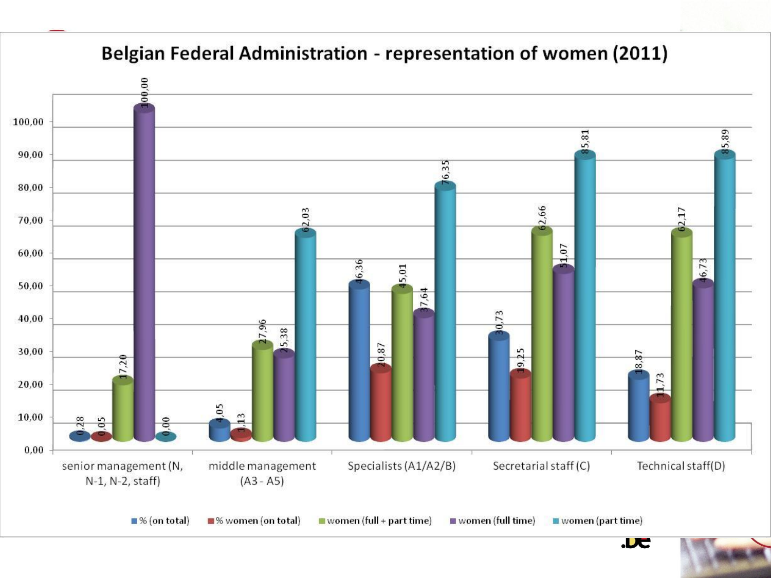# Belgian Federal Administration - representation of women (2011)

100,00
90,00
80,00
70,00
60,00
50,00
40,00
30,00
20,00
10,00
0,00

senior management (N, N-1, N-2, staff)
0,28
0,05
17,20
100,00
0,00

middle management (A3 - A5)
4,05
1,13
27,96
25,38
62,03

Specialists (A1/A2/B)
46,36
20,87
45,01
37,64
76,35

Secretarial staff (C)
30,73
19,25
62,66
51,07
85,81

Technical staff(D)
18,87
11,73
62,17
46,73
85,89

% (on total) | % women (on total) | women (full + part time) | women (full time) | women (part time)

.be